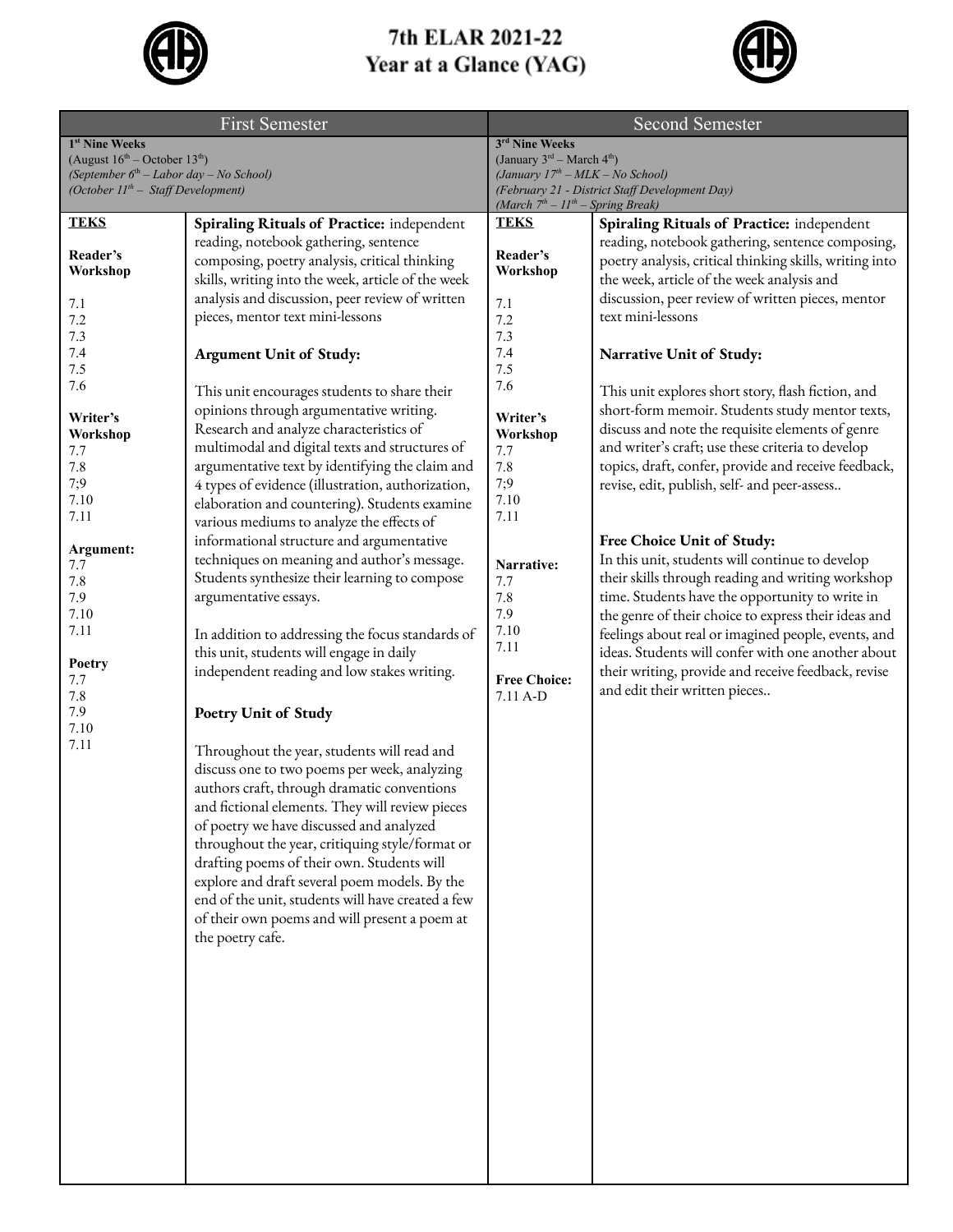# 7th ELAR 2021-22
# Year at a Glance (YAG)

| First Semester | | Second Semester | |
|---|---|---|---|
| **1st Nine Weeks**<br>(August 16th – October 13th)<br>*(September 6th – Labor day – No School)*<br>*(October 11th – Staff Development)* | | **3rd Nine Weeks**<br>(January 3rd – March 4th)<br>*(January 17th – MLK – No School)*<br>*(February 21 - District Staff Development Day)*<br>*(March 7th – 11th – Spring Break)* | |
| **TEKS**<br><br>**Reader's Workshop**<br><br>7.1<br>7.2<br>7.3<br>7.4<br>7.5<br>7.6<br><br>**Writer's Workshop**<br>7.7<br>7.8<br>7;9<br>7.10<br>7.11<br><br>**Argument:**<br>7.7<br>7.8<br>7.9<br>7.10<br>7.11<br><br>**Poetry**<br>7.7<br>7.8<br>7.9<br>7.10<br>7.11 | **Spiraling Rituals of Practice:** independent reading, notebook gathering, sentence composing, poetry analysis, critical thinking skills, writing into the week, article of the week analysis and discussion, peer review of written pieces, mentor text mini-lessons<br><br>**Argument Unit of Study:**<br><br>This unit encourages students to share their opinions through argumentative writing. Research and analyze characteristics of multimodal and digital texts and structures of argumentative text by identifying the claim and 4 types of evidence (illustration, authorization, elaboration and countering). Students examine various mediums to analyze the effects of informational structure and argumentative techniques on meaning and author's message. Students synthesize their learning to compose argumentative essays.<br><br>In addition to addressing the focus standards of this unit, students will engage in daily independent reading and low stakes writing.<br><br>**Poetry Unit of Study**<br><br>Throughout the year, students will read and discuss one to two poems per week, analyzing authors craft, through dramatic conventions and fictional elements. They will review pieces of poetry we have discussed and analyzed throughout the year, critiquing style/format or drafting poems of their own. Students will explore and draft several poem models. By the end of the unit, students will have created a few of their own poems and will present a poem at the poetry cafe. | **TEKS**<br><br>**Reader's Workshop**<br><br>7.1<br>7.2<br>7.3<br>7.4<br>7.5<br>7.6<br><br>**Writer's Workshop**<br>7.7<br>7.8<br>7;9<br>7.10<br>7.11<br><br>**Narrative:**<br>7.7<br>7.8<br>7.9<br>7.10<br>7.11<br><br>**Free Choice:**<br>7.11 A-D | **Spiraling Rituals of Practice:** independent reading, notebook gathering, sentence composing, poetry analysis, critical thinking skills, writing into the week, article of the week analysis and discussion, peer review of written pieces, mentor text mini-lessons<br><br>**Narrative Unit of Study:**<br><br>This unit explores short story, flash fiction, and short-form memoir. Students study mentor texts, discuss and note the requisite elements of genre and writer's craft; use these criteria to develop topics, draft, confer, provide and receive feedback, revise, edit, publish, self- and peer-assess..<br><br>**Free Choice Unit of Study:**<br>In this unit, students will continue to develop their skills through reading and writing workshop time. Students have the opportunity to write in the genre of their choice to express their ideas and feelings about real or imagined people, events, and ideas. Students will confer with one another about their writing, provide and receive feedback, revise and edit their written pieces.. |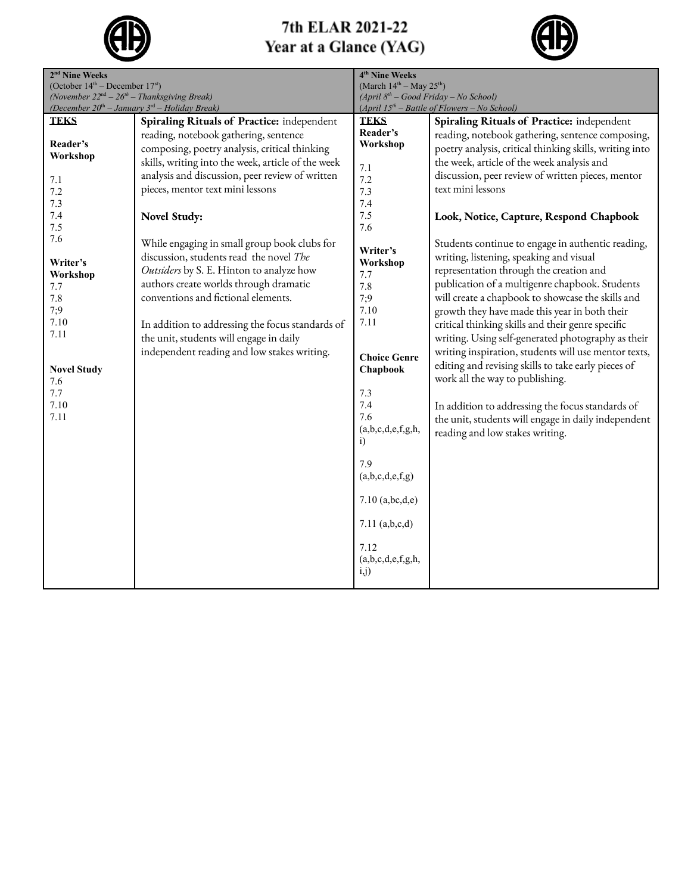# 7th ELAR 2021-22
# Year at a Glance (YAG)

| 2nd Nine Weeks (October 14th – December 17st) *(November 22nd – 26th – Thanksgiving Break)* *(December 20th – January 3rd – Holiday Break)* | | 4th Nine Weeks (March 14th – May 25th) *(April 8th – Good Friday – No School)* *(April 15th – Battle of Flowers – No School)* | |
|---|---|---|---|
| **TEKS**<br><br>**Reader's Workshop**<br><br>7.1<br>7.2<br>7.3<br>7.4<br>7.5<br>7.6<br><br>**Writer's Workshop**<br>7.7<br>7.8<br>7;9<br>7.10<br>7.11<br><br>**Novel Study**<br>7.6<br>7.7<br>7.10<br>7.11 | **Spiraling Rituals of Practice:** independent reading, notebook gathering, sentence composing, poetry analysis, critical thinking skills, writing into the week, article of the week analysis and discussion, peer review of written pieces, mentor text mini lessons<br><br>**Novel Study:**<br><br>While engaging in small group book clubs for discussion, students read the novel *The Outsiders* by S. E. Hinton to analyze how authors create worlds through dramatic conventions and fictional elements.<br><br>In addition to addressing the focus standards of the unit, students will engage in daily independent reading and low stakes writing. | **TEKS**<br>**Reader's Workshop**<br><br>7.1<br>7.2<br>7.3<br>7.4<br>7.5<br>7.6<br><br>**Writer's Workshop**<br>7.7<br>7.8<br>7;9<br>7.10<br>7.11<br><br>**Choice Genre Chapbook**<br><br>7.3<br>7.4<br>7.6 (a,b,c,d,e,f,g,h, i)<br><br>7.9 (a,b,c,d,e,f,g)<br><br>7.10 (a,bc,d,e)<br><br>7.11 (a,b,c,d)<br><br>7.12 (a,b,c,d,e,f,g,h, i,j) | **Spiraling Rituals of Practice:** independent reading, notebook gathering, sentence composing, poetry analysis, critical thinking skills, writing into the week, article of the week analysis and discussion, peer review of written pieces, mentor text mini lessons<br><br>**Look, Notice, Capture, Respond Chapbook**<br><br>Students continue to engage in authentic reading, writing, listening, speaking and visual representation through the creation and publication of a multigenre chapbook. Students will create a chapbook to showcase the skills and growth they have made this year in both their critical thinking skills and their genre specific writing. Using self-generated photography as their writing inspiration, students will use mentor texts, editing and revising skills to take early pieces of work all the way to publishing.<br><br>In addition to addressing the focus standards of the unit, students will engage in daily independent reading and low stakes writing. |